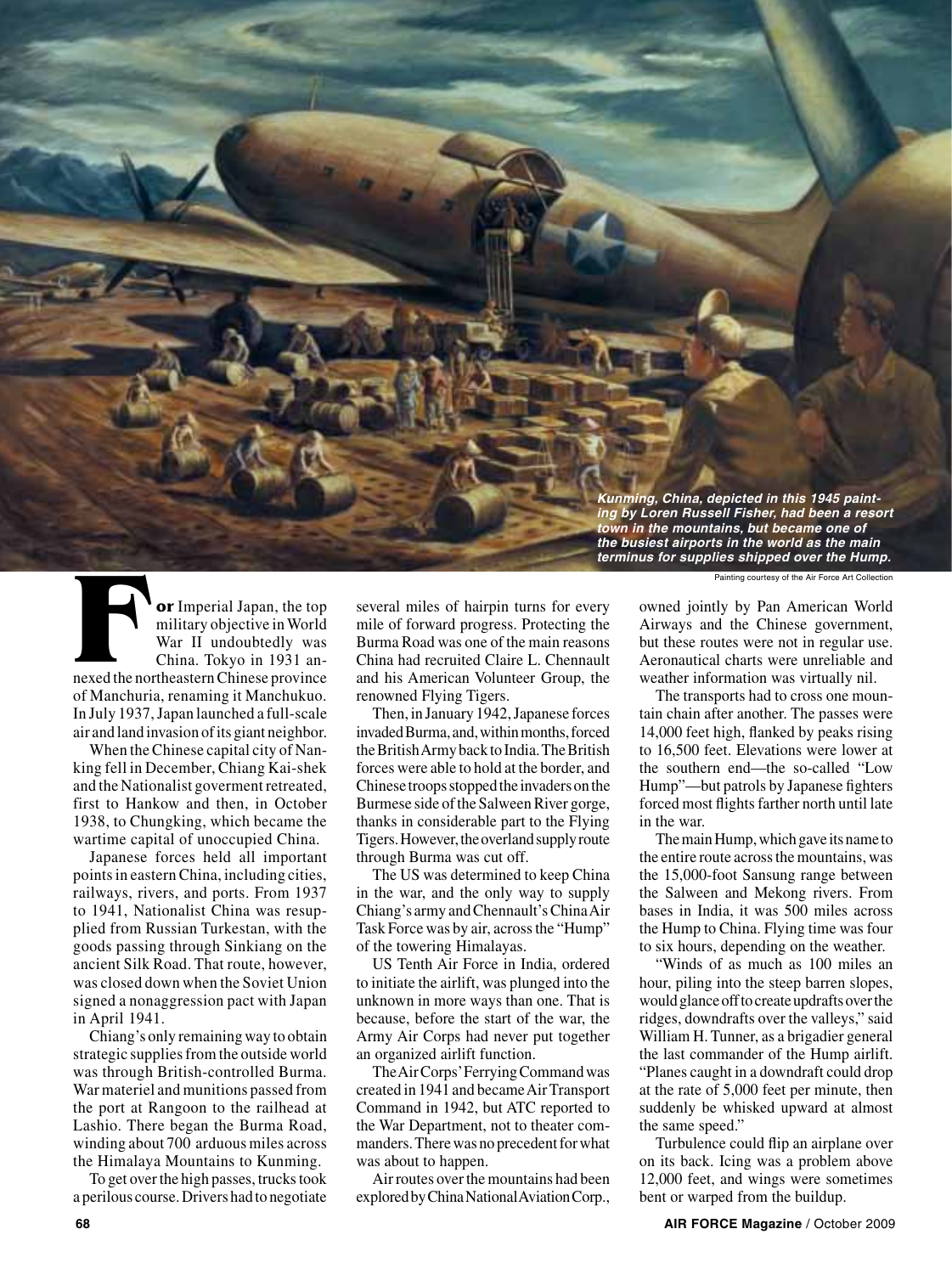*Kunming, China, depicted in this 1945 painting by Loren Russell Fisher, had been a resort town in the mountains, but became one of the busiest airports in the world as the main terminus for supplies shipped over the Hump.*

Painting courtesy of the Air Force Art Collection

**For** Imperial Japan, the top military objective in World War II undoubtedly was China. Tokyo in 1931 annexed the northeastern Chinese province of Manchuria, renaming it Manchukuo. In July 1937, Japan launched a full-scale air and land invasion of its giant neighbor.

When the Chinese capital city of Nanking fell in December, Chiang Kai-shek and the Nationalist goverment retreated, first to Hankow and then, in October 1938, to Chungking, which became the wartime capital of unoccupied China.

Japanese forces held all important points in eastern China, including cities, railways, rivers, and ports. From 1937 to 1941, Nationalist China was resupplied from Russian Turkestan, with the goods passing through Sinkiang on the ancient Silk Road. That route, however, was closed down when the Soviet Union signed a nonaggression pact with Japan in April 1941.

Chiang's only remaining way to obtain strategic supplies from the outside world was through British-controlled Burma. War materiel and munitions passed from the port at Rangoon to the railhead at Lashio. There began the Burma Road, winding about 700 arduous miles across the Himalaya Mountains to Kunming.

To get over the high passes, trucks took a perilous course. Drivers had to negotiate several miles of hairpin turns for every mile of forward progress. Protecting the Burma Road was one of the main reasons China had recruited Claire L. Chennault and his American Volunteer Group, the renowned Flying Tigers.

Then, in January 1942, Japanese forces invaded Burma, and, within months, forced the British Army back to India. The British forces were able to hold at the border, and Chinese troops stopped the invaders on the Burmese side of the Salween River gorge, thanks in considerable part to the Flying Tigers. However, the overland supply route through Burma was cut off.

The US was determined to keep China in the war, and the only way to supply Chiang's army and Chennault's China Air Task Force was by air, across the "Hump" of the towering Himalayas.

US Tenth Air Force in India, ordered to initiate the airlift, was plunged into the unknown in more ways than one. That is because, before the start of the war, the Army Air Corps had never put together an organized airlift function.

The Air Corps' Ferrying Command was created in 1941 and became Air Transport Command in 1942, but ATC reported to the War Department, not to theater commanders. There was no precedent for what was about to happen.

Air routes over the mountains had been explored by China National Aviation Corp., owned jointly by Pan American World Airways and the Chinese government, but these routes were not in regular use. Aeronautical charts were unreliable and weather information was virtually nil.

The transports had to cross one mountain chain after another. The passes were 14,000 feet high, flanked by peaks rising to 16,500 feet. Elevations were lower at the southern end—the so-called "Low Hump"—but patrols by Japanese fighters forced most flights farther north until late in the war.

The main Hump, which gave its name to the entire route across the mountains, was the 15,000-foot Sansung range between the Salween and Mekong rivers. From bases in India, it was 500 miles across the Hump to China. Flying time was four to six hours, depending on the weather.

"Winds of as much as 100 miles an hour, piling into the steep barren slopes, would glance off to create updrafts over the ridges, downdrafts over the valleys," said William H. Tunner, as a brigadier general the last commander of the Hump airlift. "Planes caught in a downdraft could drop at the rate of 5,000 feet per minute, then suddenly be whisked upward at almost the same speed."

Turbulence could flip an airplane over on its back. Icing was a problem above 12,000 feet, and wings were sometimes bent or warped from the buildup.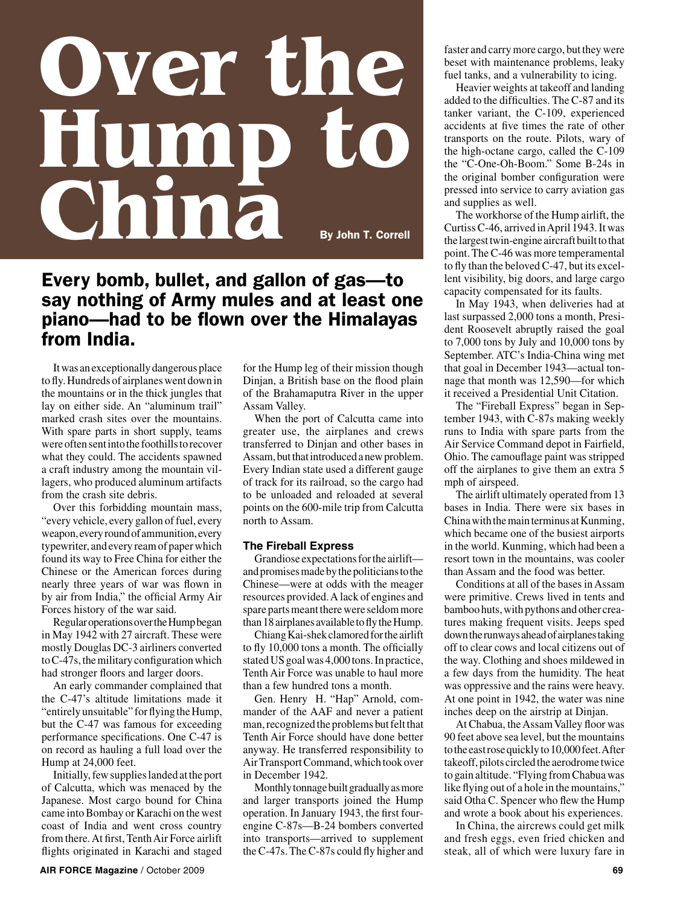# Over the Hump to China

By John T. Correll

## Every bomb, bullet, and gallon of gas—to say nothing of Army mules and at least one piano—had to be flown over the Himalayas from India.

It was an exceptionally dangerous place to fly. Hundreds of airplanes went down in the mountains or in the thick jungles that lay on either side. An "aluminum trail" marked crash sites over the mountains. With spare parts in short supply, teams were often sent into the foothills to recover what they could. The accidents spawned a craft industry among the mountain villagers, who produced aluminum artifacts from the crash site debris.

Over this forbidding mountain mass, "every vehicle, every gallon of fuel, every weapon, every round of ammunition, every typewriter, and every ream of paper which found its way to Free China for either the Chinese or the American forces during nearly three years of war was flown in by air from India," the official Army Air Forces history of the war said.

Regular operations over the Hump began in May 1942 with 27 aircraft. These were mostly Douglas DC-3 airliners converted to C-47s, the military configuration which had stronger floors and larger doors.

An early commander complained that the C-47's altitude limitations made it "entirely unsuitable" for flying the Hump, but the C-47 was famous for exceeding performance specifications. One C-47 is on record as hauling a full load over the Hump at 24,000 feet.

Initially, few supplies landed at the port of Calcutta, which was menaced by the Japanese. Most cargo bound for China came into Bombay or Karachi on the west coast of India and went cross country from there. At first, Tenth Air Force airlift flights originated in Karachi and staged for the Hump leg of their mission though Dinjan, a British base on the flood plain of the Brahamaputra River in the upper Assam Valley.

When the port of Calcutta came into greater use, the airplanes and crews transferred to Dinjan and other bases in Assam, but that introduced a new problem. Every Indian state used a different gauge of track for its railroad, so the cargo had to be unloaded and reloaded at several points on the 600-mile trip from Calcutta north to Assam.

### The Fireball Express

Grandiose expectations for the airlift—and promises made by the politicians to the Chinese—were at odds with the meager resources provided. A lack of engines and spare parts meant there were seldom more than 18 airplanes available to fly the Hump.

Chiang Kai-shek clamored for the airlift to fly 10,000 tons a month. The officially stated US goal was 4,000 tons. In practice, Tenth Air Force was unable to haul more than a few hundred tons a month.

Gen. Henry H. "Hap" Arnold, commander of the AAF and never a patient man, recognized the problems but felt that Tenth Air Force should have done better anyway. He transferred responsibility to Air Transport Command, which took over in December 1942.

Monthly tonnage built gradually as more and larger transports joined the Hump operation. In January 1943, the first four-engine C-87s—B-24 bombers converted into transports—arrived to supplement the C-47s. The C-87s could fly higher and faster and carry more cargo, but they were beset with maintenance problems, leaky fuel tanks, and a vulnerability to icing.

Heavier weights at takeoff and landing added to the difficulties. The C-87 and its tanker variant, the C-109, experienced accidents at five times the rate of other transports on the route. Pilots, wary of the high-octane cargo, called the C-109 the "C-One-Oh-Boom." Some B-24s in the original bomber configuration were pressed into service to carry aviation gas and supplies as well.

The workhorse of the Hump airlift, the Curtiss C-46, arrived in April 1943. It was the largest twin-engine aircraft built to that point. The C-46 was more temperamental to fly than the beloved C-47, but its excellent visibility, big doors, and large cargo capacity compensated for its faults.

In May 1943, when deliveries had at last surpassed 2,000 tons a month, President Roosevelt abruptly raised the goal to 7,000 tons by July and 10,000 tons by September. ATC's India-China wing met that goal in December 1943—actual tonnage that month was 12,590—for which it received a Presidential Unit Citation.

The "Fireball Express" began in September 1943, with C-87s making weekly runs to India with spare parts from the Air Service Command depot in Fairfield, Ohio. The camouflage paint was stripped off the airplanes to give them an extra 5 mph of airspeed.

The airlift ultimately operated from 13 bases in India. There were six bases in China with the main terminus at Kunming, which became one of the busiest airports in the world. Kunming, which had been a resort town in the mountains, was cooler than Assam and the food was better.

Conditions at all of the bases in Assam were primitive. Crews lived in tents and bamboo huts, with pythons and other creatures making frequent visits. Jeeps sped down the runways ahead of airplanes taking off to clear cows and local citizens out of the way. Clothing and shoes mildewed in a few days from the humidity. The heat was oppressive and the rains were heavy. At one point in 1942, the water was nine inches deep on the airstrip at Dinjan.

At Chabua, the Assam Valley floor was 90 feet above sea level, but the mountains to the east rose quickly to 10,000 feet. After takeoff, pilots circled the aerodrome twice to gain altitude. "Flying from Chabua was like flying out of a hole in the mountains," said Otha C. Spencer who flew the Hump and wrote a book about his experiences.

In China, the aircrews could get milk and fresh eggs, even fried chicken and steak, all of which were luxury fare in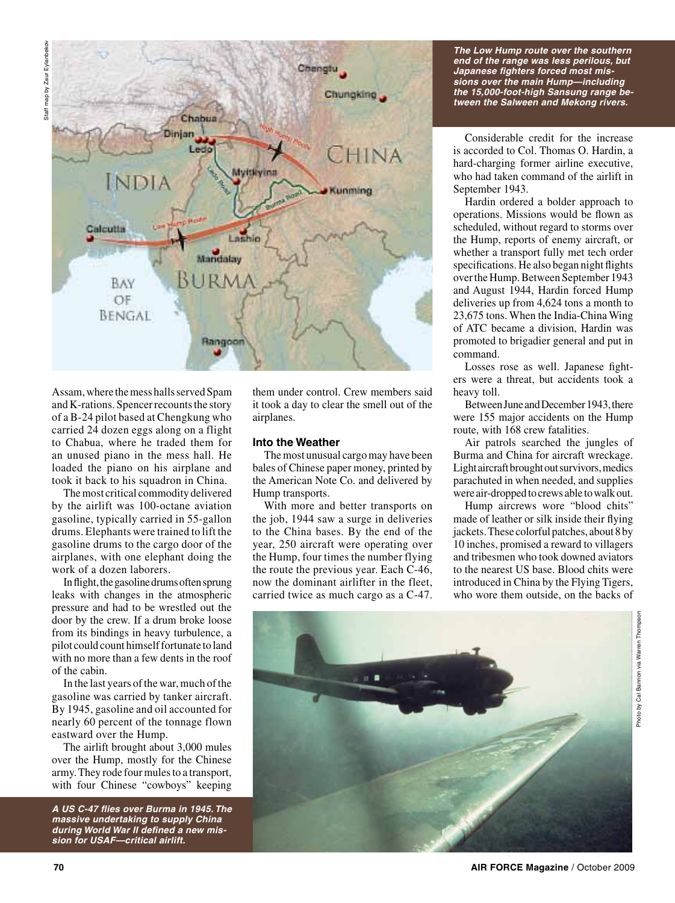*The Low Hump route over the southern end of the range was less perilous, but Japanese fighters forced most missions over the main Hump—including the 15,000-foot-high Sansung range between the Salween and Mekong rivers.*

Assam, where the mess halls served Spam and K-rations. Spencer recounts the story of a B-24 pilot based at Chengkung who carried 24 dozen eggs along on a flight to Chabua, where he traded them for an unused piano in the mess hall. He loaded the piano on his airplane and took it back to his squadron in China.

The most critical commodity delivered by the airlift was 100-octane aviation gasoline, typically carried in 55-gallon drums. Elephants were trained to lift the gasoline drums to the cargo door of the airplanes, with one elephant doing the work of a dozen laborers.

In flight, the gasoline drums often sprung leaks with changes in the atmospheric pressure and had to be wrestled out the door by the crew. If a drum broke loose from its bindings in heavy turbulence, a pilot could count himself fortunate to land with no more than a few dents in the roof of the cabin.

In the last years of the war, much of the gasoline was carried by tanker aircraft. By 1945, gasoline and oil accounted for nearly 60 percent of the tonnage flown eastward over the Hump.

The airlift brought about 3,000 mules over the Hump, mostly for the Chinese army. They rode four mules to a transport, with four Chinese "cowboys" keeping them under control. Crew members said it took a day to clear the smell out of the airplanes.

### Into the Weather

The most unusual cargo may have been bales of Chinese paper money, printed by the American Note Co. and delivered by Hump transports.

With more and better transports on the job, 1944 saw a surge in deliveries to the China bases. By the end of the year, 250 aircraft were operating over the Hump, four times the number flying the route the previous year. Each C-46, now the dominant airlifter in the fleet, carried twice as much cargo as a C-47.

Considerable credit for the increase is accorded to Col. Thomas O. Hardin, a hard-charging former airline executive, who had taken command of the airlift in September 1943.

Hardin ordered a bolder approach to operations. Missions would be flown as scheduled, without regard to storms over the Hump, reports of enemy aircraft, or whether a transport fully met tech order specifications. He also began night flights over the Hump. Between September 1943 and August 1944, Hardin forced Hump deliveries up from 4,624 tons a month to 23,675 tons. When the India-China Wing of ATC became a division, Hardin was promoted to brigadier general and put in command.

Losses rose as well. Japanese fighters were a threat, but accidents took a heavy toll.

Between June and December 1943, there were 155 major accidents on the Hump route, with 168 crew fatalities.

Air patrols searched the jungles of Burma and China for aircraft wreckage. Light aircraft brought out survivors, medics parachuted in when needed, and supplies were air-dropped to crews able to walk out.

Hump aircrews wore "blood chits" made of leather or silk inside their flying jackets. These colorful patches, about 8 by 10 inches, promised a reward to villagers and tribesmen who took downed aviators to the nearest US base. Blood chits were introduced in China by the Flying Tigers, who wore them outside, on the backs of

*A US C-47 flies over Burma in 1945. The massive undertaking to supply China during World War II defined a new mission for USAF—critical airlift.*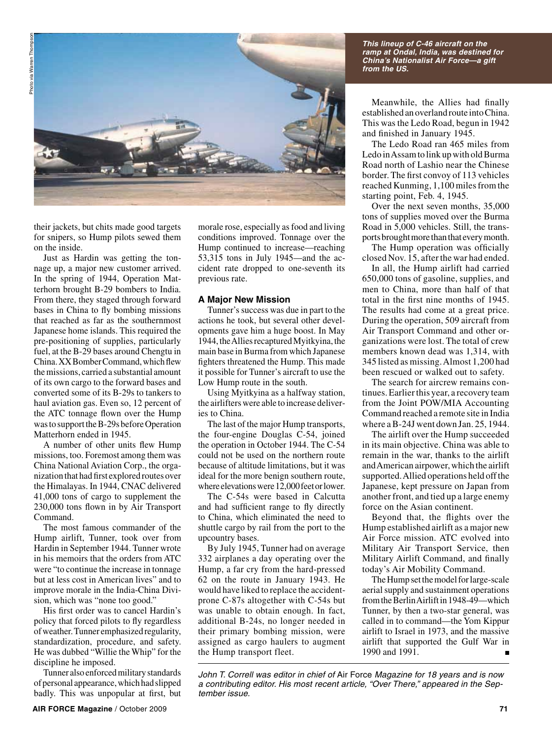This lineup of C-46 aircraft on the ramp at Ondal, India, was destined for China's Nationalist Air Force—a gift from the US.

their jackets, but chits made good targets for snipers, so Hump pilots sewed them on the inside.

Just as Hardin was getting the tonnage up, a major new customer arrived. In the spring of 1944, Operation Matterhorn brought B-29 bombers to India. From there, they staged through forward bases in China to fly bombing missions that reached as far as the southernmost Japanese home islands. This required the pre-positioning of supplies, particularly fuel, at the B-29 bases around Chengtu in China. XX Bomber Command, which flew the missions, carried a substantial amount of its own cargo to the forward bases and converted some of its B-29s to tankers to haul aviation gas. Even so, 12 percent of the ATC tonnage flown over the Hump was to support the B-29s before Operation Matterhorn ended in 1945.

A number of other units flew Hump missions, too. Foremost among them was China National Aviation Corp., the organization that had first explored routes over the Himalayas. In 1944, CNAC delivered 41,000 tons of cargo to supplement the 230,000 tons flown in by Air Transport Command.

The most famous commander of the Hump airlift, Tunner, took over from Hardin in September 1944. Tunner wrote in his memoirs that the orders from ATC were "to continue the increase in tonnage but at less cost in American lives" and to improve morale in the India-China Division, which was "none too good."

His first order was to cancel Hardin's policy that forced pilots to fly regardless of weather. Tunner emphasized regularity, standardization, procedure, and safety. He was dubbed "Willie the Whip" for the discipline he imposed.

Tunner also enforced military standards of personal appearance, which had slipped badly. This was unpopular at first, but morale rose, especially as food and living conditions improved. Tonnage over the Hump continued to increase—reaching 53,315 tons in July 1945—and the accident rate dropped to one-seventh its previous rate.

## A Major New Mission

Tunner's success was due in part to the actions he took, but several other developments gave him a huge boost. In May 1944, the Allies recaptured Myitkyina, the main base in Burma from which Japanese fighters threatened the Hump. This made it possible for Tunner's aircraft to use the Low Hump route in the south.

Using Myitkyina as a halfway station, the airlifters were able to increase deliveries to China.

The last of the major Hump transports, the four-engine Douglas C-54, joined the operation in October 1944. The C-54 could not be used on the northern route because of altitude limitations, but it was ideal for the more benign southern route, where elevations were 12,000 feet or lower.

The C-54s were based in Calcutta and had sufficient range to fly directly to China, which eliminated the need to shuttle cargo by rail from the port to the upcountry bases.

By July 1945, Tunner had on average 332 airplanes a day operating over the Hump, a far cry from the hard-pressed 62 on the January 1943. He would have liked to replace the accident-prone C-87s altogether with C-54s but was unable to obtain enough. In fact, additional B-24s, no longer needed in their primary bombing mission, were assigned as cargo haulers to augment the Hump transport fleet.

Meanwhile, the Allies had finally established an overland route into China. This was the Ledo Road, begun in 1942 and finished in January 1945.

The Ledo Road ran 465 miles from Ledo in Assam to link up with old Burma Road north of Lashio near the Chinese border. The first convoy of 113 vehicles reached Kunming, 1,100 miles from the starting point, Feb. 4, 1945.

Over the next seven months, 35,000 tons of supplies moved over the Burma Road in 5,000 vehicles. Still, the transports brought more than that every month.

The Hump operation was officially closed Nov. 15, after the war had ended.

In all, the Hump airlift had carried 650,000 tons of gasoline, supplies, and men to China, more than half of that total in the first nine months of 1945. The results had come at a great price. During the operation, 509 aircraft from Air Transport Command and other organizations were lost. The total of crew members known dead was 1,314, with 345 listed as missing. Almost 1,200 had been rescued or walked out to safety.

The search for aircrew remains continues. Earlier this year, a recovery team from the Joint POW/MIA Accounting Command reached a remote site in India where a B-24J went down Jan. 25, 1944.

The airlift over the Hump succeeded in its main objective. China was able to remain in the war, thanks to the airlift and American airpower, which the airlift supported. Allied operations held off the Japanese, kept pressure on Japan from another front, and tied up a large enemy force on the Asian continent.

Beyond that, the flights over the Hump established airlift as a major new Air Force mission. ATC evolved into Military Air Transport Service, then Military Airlift Command, and finally today's Air Mobility Command.

The Hump set the model for large-scale aerial supply and sustainment operations from the Berlin Airlift in 1948-49—which Tunner, by then a two-star general, was called in to command—the Yom Kippur airlift to Israel in 1973, and the massive airlift that supported the Gulf War in 1990 and 1991. ■

*John T. Correll was editor in chief of* Air Force *Magazine for 18 years and is now a contributing editor. His most recent article, "Over There," appeared in the September issue.*